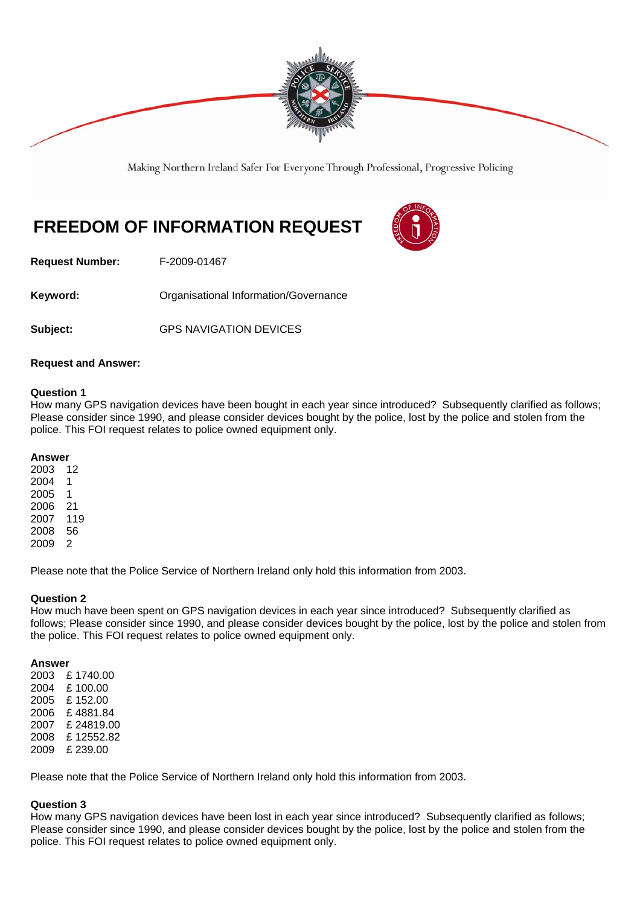Making Northern Ireland Safer For Everyone Through Professional, Progressive Policing

# FREEDOM OF INFORMATION REQUEST

**Request Number:** F-2009-01467

**Keyword:** Organisational Information/Governance

**Subject:** GPS NAVIGATION DEVICES

**Request and Answer:**

**Question 1**
How many GPS navigation devices have been bought in each year since introduced? Subsequently clarified as follows; Please consider since 1990, and please consider devices bought by the police, lost by the police and stolen from the police. This FOI request relates to police owned equipment only.

**Answer**
2003 12
2004 1
2005 1
2006 21
2007 119
2008 56
2009 2

Please note that the Police Service of Northern Ireland only hold this information from 2003.

**Question 2**
How much have been spent on GPS navigation devices in each year since introduced? Subsequently clarified as follows; Please consider since 1990, and please consider devices bought by the police, lost by the police and stolen from the police. This FOI request relates to police owned equipment only.

**Answer**
2003 £ 1740.00
2004 £ 100.00
2005 £ 152.00
2006 £ 4881.84
2007 £ 24819.00
2008 £ 12552.82
2009 £ 239.00

Please note that the Police Service of Northern Ireland only hold this information from 2003.

**Question 3**
How many GPS navigation devices have been lost in each year since introduced? Subsequently clarified as follows; Please consider since 1990, and please consider devices bought by the police, lost by the police and stolen from the police. This FOI request relates to police owned equipment only.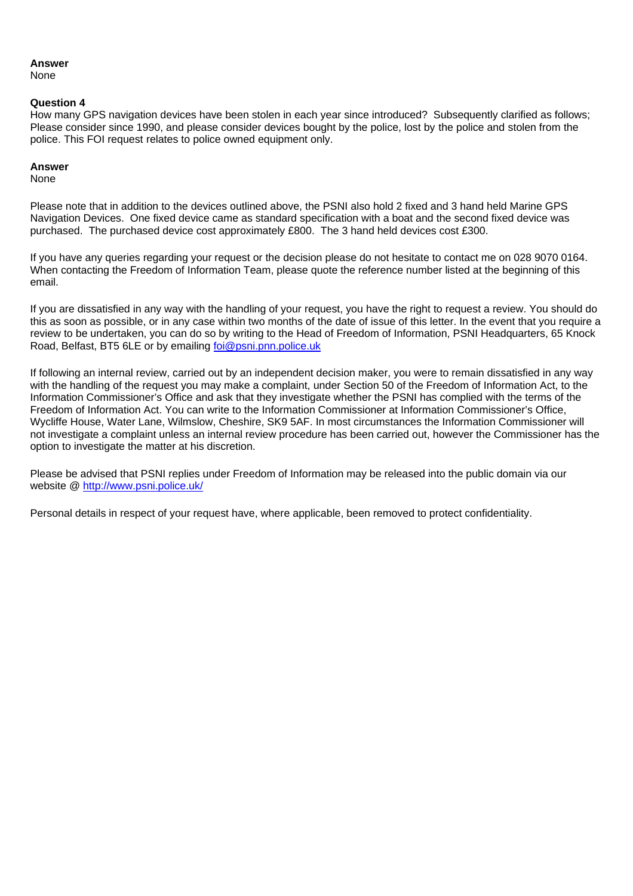**Answer**
None

**Question 4**
How many GPS navigation devices have been stolen in each year since introduced? Subsequently clarified as follows; Please consider since 1990, and please consider devices bought by the police, lost by the police and stolen from the police. This FOI request relates to police owned equipment only.

**Answer**
None

Please note that in addition to the devices outlined above, the PSNI also hold 2 fixed and 3 hand held Marine GPS Navigation Devices. One fixed device came as standard specification with a boat and the second fixed device was purchased. The purchased device cost approximately £800. The 3 hand held devices cost £300.

If you have any queries regarding your request or the decision please do not hesitate to contact me on 028 9070 0164. When contacting the Freedom of Information Team, please quote the reference number listed at the beginning of this email.

If you are dissatisfied in any way with the handling of your request, you have the right to request a review. You should do this as soon as possible, or in any case within two months of the date of issue of this letter. In the event that you require a review to be undertaken, you can do so by writing to the Head of Freedom of Information, PSNI Headquarters, 65 Knock Road, Belfast, BT5 6LE or by emailing foi@psni.pnn.police.uk

If following an internal review, carried out by an independent decision maker, you were to remain dissatisfied in any way with the handling of the request you may make a complaint, under Section 50 of the Freedom of Information Act, to the Information Commissioner's Office and ask that they investigate whether the PSNI has complied with the terms of the Freedom of Information Act. You can write to the Information Commissioner at Information Commissioner's Office, Wycliffe House, Water Lane, Wilmslow, Cheshire, SK9 5AF. In most circumstances the Information Commissioner will not investigate a complaint unless an internal review procedure has been carried out, however the Commissioner has the option to investigate the matter at his discretion.

Please be advised that PSNI replies under Freedom of Information may be released into the public domain via our website @ http://www.psni.police.uk/

Personal details in respect of your request have, where applicable, been removed to protect confidentiality.